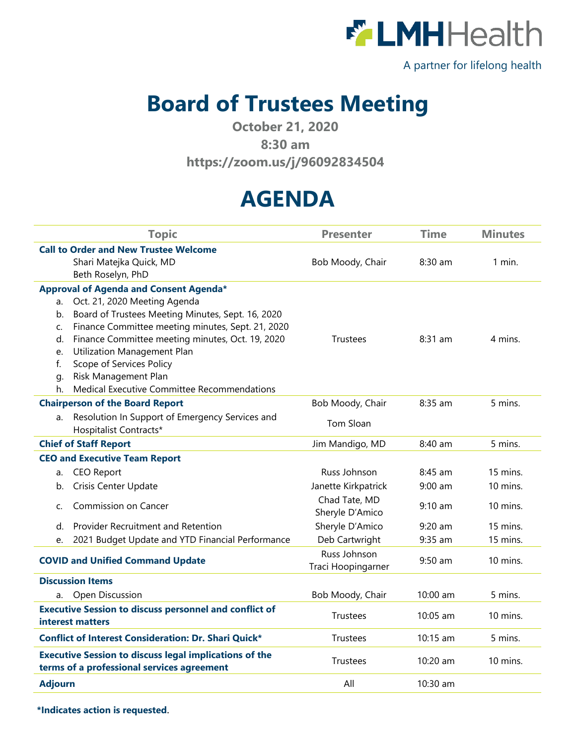LMHHealth

A partner for lifelong health

# Board of Trustees Meeting

**October 21, 2020**

**8:30 am**

**https://zoom.us/j/96092834504**

# AGENDA

| Topic | Presenter | Time | Minutes |
|---|---|---|---|
| **Call to Order and New Trustee Welcome**<br>Shari Matejka Quick, MD<br>Beth Roselyn, PhD | Bob Moody, Chair | 8:30 am | 1 min. |
| **Approval of Agenda and Consent Agenda***<br>a. Oct. 21, 2020 Meeting Agenda<br>b. Board of Trustees Meeting Minutes, Sept. 16, 2020<br>c. Finance Committee meeting minutes, Sept. 21, 2020<br>d. Finance Committee meeting minutes, Oct. 19, 2020<br>e. Utilization Management Plan<br>f. Scope of Services Policy<br>g. Risk Management Plan<br>h. Medical Executive Committee Recommendations | Trustees | 8:31 am | 4 mins. |
| **Chairperson of the Board Report** | Bob Moody, Chair | 8:35 am | 5 mins. |
| a. Resolution In Support of Emergency Services and Hospitalist Contracts* | Tom Sloan | | |
| **Chief of Staff Report** | Jim Mandigo, MD | 8:40 am | 5 mins. |
| **CEO and Executive Team Report** | | | |
| a. CEO Report | Russ Johnson | 8:45 am | 15 mins. |
| b. Crisis Center Update | Janette Kirkpatrick | 9:00 am | 10 mins. |
| c. Commission on Cancer | Chad Tate, MD<br>Sheryle D'Amico | 9:10 am | 10 mins. |
| d. Provider Recruitment and Retention | Sheryle D'Amico | 9:20 am | 15 mins. |
| e. 2021 Budget Update and YTD Financial Performance | Deb Cartwright | 9:35 am | 15 mins. |
| **COVID and Unified Command Update** | Russ Johnson<br>Traci Hoopingarner | 9:50 am | 10 mins. |
| **Discussion Items** | | | |
| a. Open Discussion | Bob Moody, Chair | 10:00 am | 5 mins. |
| **Executive Session to discuss personnel and conflict of interest matters** | Trustees | 10:05 am | 10 mins. |
| **Conflict of Interest Consideration: Dr. Shari Quick*** | Trustees | 10:15 am | 5 mins. |
| **Executive Session to discuss legal implications of the terms of a professional services agreement** | Trustees | 10:20 am | 10 mins. |
| **Adjourn** | All | 10:30 am | |

***Indicates action is requested.**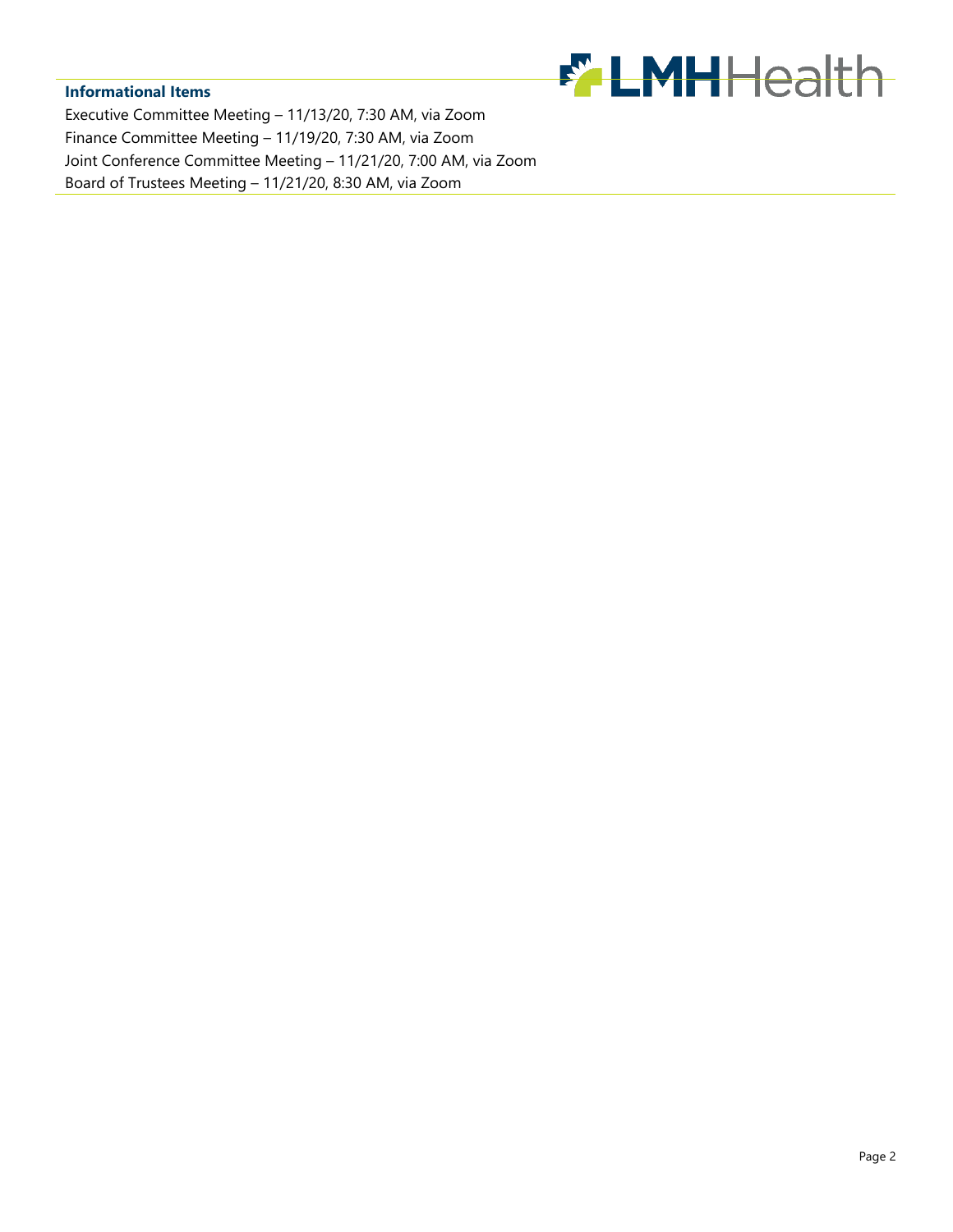**Informational Items**

Executive Committee Meeting – 11/13/20, 7:30 AM, via Zoom
Finance Committee Meeting – 11/19/20, 7:30 AM, via Zoom
Joint Conference Committee Meeting – 11/21/20, 7:00 AM, via Zoom
Board of Trustees Meeting – 11/21/20, 8:30 AM, via Zoom